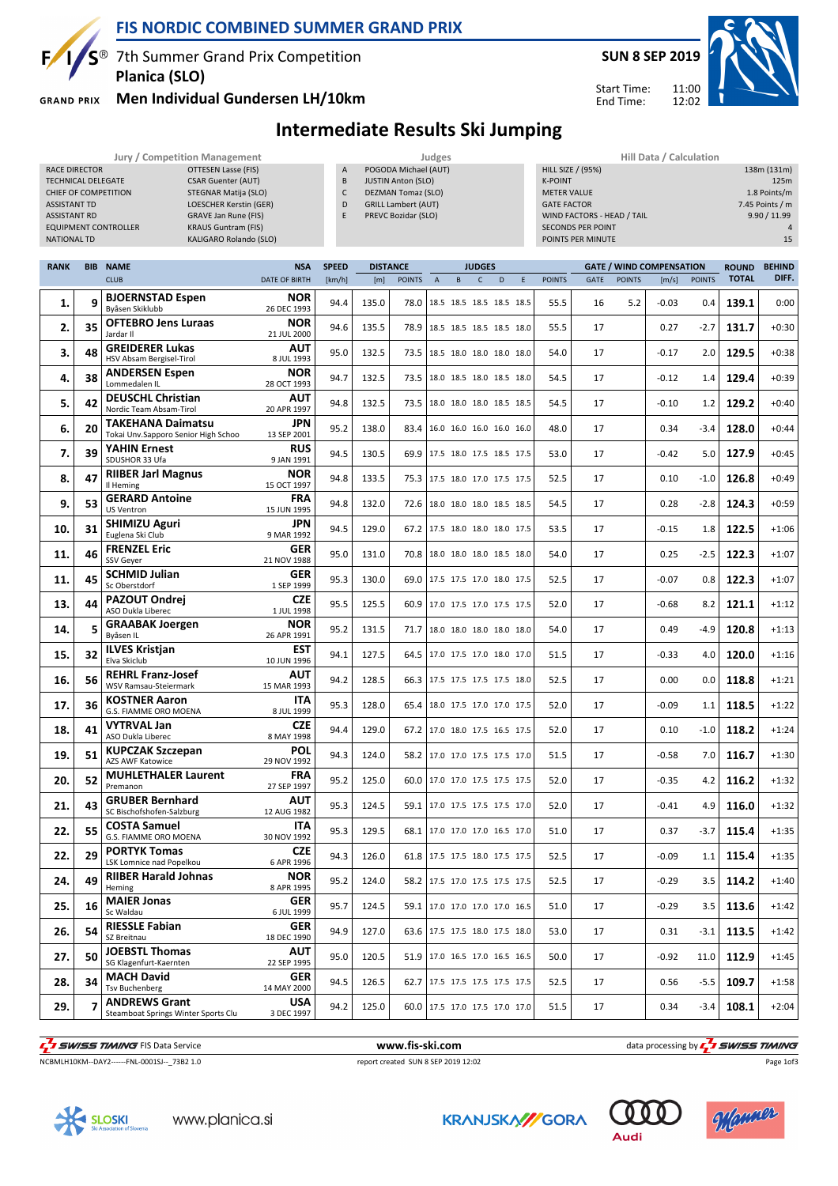# FIS NORDIC COMBINED SUMMER GRAND PRIX

7th Summer Grand Prix Competition
**Planica (SLO)**
**Men Individual Gundersen LH/10km**

**SUN 8 SEP 2019**

Start Time: 11:00
End Time: 12:02

## Intermediate Results Ski Jumping

| Jury / Competition Management | |
|---|---|
| RACE DIRECTOR | OTTESEN Lasse (FIS) |
| TECHNICAL DELEGATE | CSAR Guenter (AUT) |
| CHIEF OF COMPETITION | STEGNAR Matija (SLO) |
| ASSISTANT TD | LOESCHER Kerstin (GER) |
| ASSISTANT RD | GRAVE Jan Rune (FIS) |
| EQUIPMENT CONTROLLER | KRAUS Guntram (FIS) |
| NATIONAL TD | KALIGARO Rolando (SLO) |

| Judges | |
|---|---|
| A | POGODA Michael (AUT) |
| B | JUSTIN Anton (SLO) |
| C | DEZMAN Tomaz (SLO) |
| D | GRILL Lambert (AUT) |
| E | PREVC Bozidar (SLO) |

| Hill Data / Calculation | |
|---|---|
| HILL SIZE / (95%) | 138m (131m) |
| K-POINT | 125m |
| METER VALUE | 1.8 Points/m |
| GATE FACTOR | 7.45 Points / m |
| WIND FACTORS - HEAD / TAIL | 9.90 / 11.99 |
| SECONDS PER POINT | 4 |
| POINTS PER MINUTE | 15 |

| RANK | BIB | NAME / CLUB | NSA / DATE OF BIRTH | SPEED [km/h] | DISTANCE [m] | DISTANCE POINTS | A | B | C | D | E | JUDGES POINTS | GATE | GATE POINTS | WIND [m/s] | WIND POINTS | ROUND TOTAL | BEHIND DIFF. |
|---|---|---|---|---|---|---|---|---|---|---|---|---|---|---|---|---|---|---|
| 1. | 9 | **BJOERNSTAD Espen** Byåsen Skiklubb | **NOR** 26 DEC 1993 | 94.4 | 135.0 | 78.0 | 18.5 | 18.5 | 18.5 | 18.5 | 18.5 | 55.5 | 16 | 5.2 | -0.03 | 0.4 | **139.1** | 0:00 |
| 2. | 35 | **OFTEBRO Jens Luraas** Jardar II | **NOR** 21 JUL 2000 | 94.6 | 135.5 | 78.9 | 18.5 | 18.5 | 18.5 | 18.5 | 18.0 | 55.5 | 17 | | 0.27 | -2.7 | **131.7** | +0:30 |
| 3. | 48 | **GREIDERER Lukas** HSV Absam Bergisel-Tirol | **AUT** 8 JUL 1993 | 95.0 | 132.5 | 73.5 | 18.5 | 18.0 | 18.0 | 18.0 | 18.0 | 54.0 | 17 | | -0.17 | 2.0 | **129.5** | +0:38 |
| 4. | 38 | **ANDERSEN Espen** Lommedalen IL | **NOR** 28 OCT 1993 | 94.7 | 132.5 | 73.5 | 18.0 | 18.5 | 18.0 | 18.5 | 18.0 | 54.5 | 17 | | -0.12 | 1.4 | **129.4** | +0:39 |
| 5. | 42 | **DEUSCHL Christian** Nordic Team Absam-Tirol | **AUT** 20 APR 1997 | 94.8 | 132.5 | 73.5 | 18.0 | 18.0 | 18.0 | 18.5 | 18.5 | 54.5 | 17 | | -0.10 | 1.2 | **129.2** | +0:40 |
| 6. | 20 | **TAKEHANA Daimatsu** Tokai Unv.Sapporo Senior High Schoo | **JPN** 13 SEP 2001 | 95.2 | 138.0 | 83.4 | 16.0 | 16.0 | 16.0 | 16.0 | 16.0 | 48.0 | 17 | | 0.34 | -3.4 | **128.0** | +0:44 |
| 7. | 39 | **YAHIN Ernest** SDUSHOR 33 Ufa | **RUS** 9 JAN 1991 | 94.5 | 130.5 | 69.9 | 17.5 | 18.0 | 17.5 | 18.5 | 17.5 | 53.0 | 17 | | -0.42 | 5.0 | **127.9** | +0:45 |
| 8. | 47 | **RIIBER Jarl Magnus** Il Heming | **NOR** 15 OCT 1997 | 94.8 | 133.5 | 75.3 | 17.5 | 18.0 | 17.0 | 17.5 | 17.5 | 52.5 | 17 | | 0.10 | -1.0 | **126.8** | +0:49 |
| 9. | 53 | **GERARD Antoine** US Ventron | **FRA** 15 JUN 1995 | 94.8 | 132.0 | 72.6 | 18.0 | 18.0 | 18.0 | 18.5 | 18.5 | 54.5 | 17 | | 0.28 | -2.8 | **124.3** | +0:59 |
| 10. | 31 | **SHIMIZU Aguri** Euglena Ski Club | **JPN** 9 MAR 1992 | 94.5 | 129.0 | 67.2 | 17.5 | 18.0 | 18.0 | 18.0 | 17.5 | 53.5 | 17 | | -0.15 | 1.8 | **122.5** | +1:06 |
| 11. | 46 | **FRENZEL Eric** SSV Geyer | **GER** 21 NOV 1988 | 95.0 | 131.0 | 70.8 | 18.0 | 18.0 | 18.0 | 18.5 | 18.0 | 54.0 | 17 | | 0.25 | -2.5 | **122.3** | +1:07 |
| 11. | 45 | **SCHMID Julian** Sc Oberstdorf | **GER** 1 SEP 1999 | 95.3 | 130.0 | 69.0 | 17.5 | 17.5 | 17.0 | 18.0 | 17.5 | 52.5 | 17 | | -0.07 | 0.8 | **122.3** | +1:07 |
| 13. | 44 | **PAZOUT Ondrej** ASO Dukla Liberec | **CZE** 1 JUL 1998 | 95.5 | 125.5 | 60.9 | 17.0 | 17.5 | 17.0 | 17.5 | 17.5 | 52.0 | 17 | | -0.68 | 8.2 | **121.1** | +1:12 |
| 14. | 5 | **GRAABAK Joergen** Byåsen IL | **NOR** 26 APR 1991 | 95.2 | 131.5 | 71.7 | 18.0 | 18.0 | 18.0 | 18.0 | 18.0 | 54.0 | 17 | | 0.49 | -4.9 | **120.8** | +1:13 |
| 15. | 32 | **ILVES Kristjan** Elva Skiclub | **EST** 10 JUN 1996 | 94.1 | 127.5 | 64.5 | 17.0 | 17.5 | 17.0 | 18.0 | 17.0 | 51.5 | 17 | | -0.33 | 4.0 | **120.0** | +1:16 |
| 16. | 56 | **REHRL Franz-Josef** WSV Ramsau-Steiermark | **AUT** 15 MAR 1993 | 94.2 | 128.5 | 66.3 | 17.5 | 17.5 | 17.5 | 17.5 | 18.0 | 52.5 | 17 | | 0.00 | 0.0 | **118.8** | +1:21 |
| 17. | 36 | **KOSTNER Aaron** G.S. FIAMME ORO MOENA | **ITA** 8 JUL 1999 | 95.3 | 128.0 | 65.4 | 18.0 | 17.5 | 17.0 | 17.0 | 17.5 | 52.0 | 17 | | -0.09 | 1.1 | **118.5** | +1:22 |
| 18. | 41 | **VYTRVAL Jan** ASO Dukla Liberec | **CZE** 8 MAY 1998 | 94.4 | 129.0 | 67.2 | 17.0 | 18.0 | 17.5 | 16.5 | 17.5 | 52.0 | 17 | | 0.10 | -1.0 | **118.2** | +1:24 |
| 19. | 51 | **KUPCZAK Szczepan** AZS AWF Katowice | **POL** 29 NOV 1992 | 94.3 | 124.0 | 58.2 | 17.0 | 17.0 | 17.5 | 17.5 | 17.0 | 51.5 | 17 | | -0.58 | 7.0 | **116.7** | +1:30 |
| 20. | 52 | **MUHLETHALER Laurent** Premanon | **FRA** 27 SEP 1997 | 95.2 | 125.0 | 60.0 | 17.0 | 17.0 | 17.5 | 17.5 | 17.5 | 52.0 | 17 | | -0.35 | 4.2 | **116.2** | +1:32 |
| 21. | 43 | **GRUBER Bernhard** SC Bischofshofen-Salzburg | **AUT** 12 AUG 1982 | 95.3 | 124.5 | 59.1 | 17.0 | 17.5 | 17.5 | 17.5 | 17.0 | 52.0 | 17 | | -0.41 | 4.9 | **116.0** | +1:32 |
| 22. | 55 | **COSTA Samuel** G.S. FIAMME ORO MOENA | **ITA** 30 NOV 1992 | 95.3 | 129.5 | 68.1 | 17.0 | 17.0 | 17.0 | 16.5 | 17.0 | 51.0 | 17 | | 0.37 | -3.7 | **115.4** | +1:35 |
| 22. | 29 | **PORTYK Tomas** LSK Lomnice nad Popelkou | **CZE** 6 APR 1996 | 94.3 | 126.0 | 61.8 | 17.5 | 17.5 | 18.0 | 17.5 | 17.5 | 52.5 | 17 | | -0.09 | 1.1 | **115.4** | +1:35 |
| 24. | 49 | **RIIBER Harald Johnas** Heming | **NOR** 8 APR 1995 | 95.2 | 124.0 | 58.2 | 17.5 | 17.0 | 17.5 | 17.5 | 17.5 | 52.5 | 17 | | -0.29 | 3.5 | **114.2** | +1:40 |
| 25. | 16 | **MAIER Jonas** Sc Waldau | **GER** 6 JUL 1999 | 95.7 | 124.5 | 59.1 | 17.0 | 17.0 | 17.0 | 17.0 | 16.5 | 51.0 | 17 | | -0.29 | 3.5 | **113.6** | +1:42 |
| 26. | 54 | **RIESSLE Fabian** SZ Breitnau | **GER** 18 DEC 1990 | 94.9 | 127.0 | 63.6 | 17.5 | 17.5 | 18.0 | 17.5 | 18.0 | 53.0 | 17 | | 0.31 | -3.1 | **113.5** | +1:42 |
| 27. | 50 | **JOEBSTL Thomas** SG Klagenfurt-Kaernten | **AUT** 22 SEP 1995 | 95.0 | 120.5 | 51.9 | 17.0 | 16.5 | 17.0 | 16.5 | 16.5 | 50.0 | 17 | | -0.92 | 11.0 | **112.9** | +1:45 |
| 28. | 34 | **MACH David** Tsv Buchenberg | **GER** 14 MAY 2000 | 94.5 | 126.5 | 62.7 | 17.5 | 17.5 | 17.5 | 17.5 | 17.5 | 52.5 | 17 | | 0.56 | -5.5 | **109.7** | +1:58 |
| 29. | 7 | **ANDREWS Grant** Steamboat Springs Winter Sports Clu | **USA** 3 DEC 1997 | 94.2 | 125.0 | 60.0 | 17.5 | 17.0 | 17.5 | 17.0 | 17.0 | 51.5 | 17 | | 0.34 | -3.4 | **108.1** | +2:04 |

SWISS TIMING FIS Data Service — www.fis-ski.com — data processing by SWISS TIMING

NCBMLH10KM--DAY2------FNL-0001SJ--_73B2 1.0 — report created SUN 8 SEP 2019 12:02

www.planica.si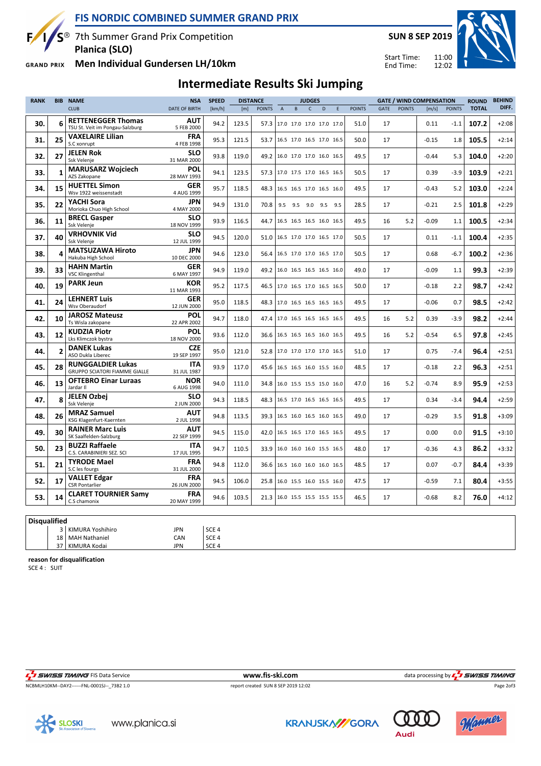# FIS NORDIC COMBINED SUMMER GRAND PRIX

7th Summer Grand Prix Competition
**Planica (SLO)**
**Men Individual Gundersen LH/10km**

**SUN 8 SEP 2019**

Start Time: 11:00
End Time: 12:02

## Intermediate Results Ski Jumping

| RANK | BIB | NAME / CLUB | NSA / DATE OF BIRTH | SPEED [km/h] | DISTANCE [m] | DISTANCE POINTS | JUDGES A | B | C | D | E | JUDGES POINTS | GATE | GATE POINTS | WIND [m/s] | WIND POINTS | ROUND TOTAL | BEHIND DIFF. |
|---|---|---|---|---|---|---|---|---|---|---|---|---|---|---|---|---|---|---|
| 30. | 6 | **RETTENEGGER Thomas** TSU St. Veit im Pongau-Salzburg | AUT 5 FEB 2000 | 94.2 | 123.5 | 57.3 | 17.0 | 17.0 | 17.0 | 17.0 | 17.0 | 51.0 | 17 | | 0.11 | -1.1 | **107.2** | +2:08 |
| 31. | 25 | **VAXELAIRE Lilian** S.C xonrupt | FRA 4 FEB 1998 | 95.3 | 121.5 | 53.7 | 16.5 | 17.0 | 16.5 | 17.0 | 16.5 | 50.0 | 17 | | -0.15 | 1.8 | **105.5** | +2:14 |
| 32. | 27 | **JELEN Rok** Ssk Velenje | SLO 31 MAR 2000 | 93.8 | 119.0 | 49.2 | 16.0 | 17.0 | 17.0 | 16.0 | 16.5 | 49.5 | 17 | | -0.44 | 5.3 | **104.0** | +2:20 |
| 33. | 1 | **MARUSARZ Wojciech** AZS Zakopane | POL 28 MAY 1993 | 94.1 | 123.5 | 57.3 | 17.0 | 17.5 | 17.0 | 16.5 | 16.5 | 50.5 | 17 | | 0.39 | -3.9 | **103.9** | +2:21 |
| 34. | 15 | **HUETTEL Simon** Wsv 1922 weissenstadt | GER 4 AUG 1999 | 95.7 | 118.5 | 48.3 | 16.5 | 16.5 | 17.0 | 16.5 | 16.0 | 49.5 | 17 | | -0.43 | 5.2 | **103.0** | +2:24 |
| 35. | 22 | **YACHI Sora** Morioka Chuo High School | JPN 4 MAY 2000 | 94.9 | 131.0 | 70.8 | 9.5 | 9.5 | 9.0 | 9.5 | 9.5 | 28.5 | 17 | | -0.21 | 2.5 | **101.8** | +2:29 |
| 36. | 11 | **BRECL Gasper** Ssk Velenje | SLO 18 NOV 1999 | 93.9 | 116.5 | 44.7 | 16.5 | 16.5 | 16.5 | 16.0 | 16.5 | 49.5 | 16 | 5.2 | -0.09 | 1.1 | **100.5** | +2:34 |
| 37. | 40 | **VRHOVNIK Vid** Ssk Velenje | SLO 12 JUL 1999 | 94.5 | 120.0 | 51.0 | 16.5 | 17.0 | 17.0 | 16.5 | 17.0 | 50.5 | 17 | | 0.11 | -1.1 | **100.4** | +2:35 |
| 38. | 4 | **MATSUZAWA Hiroto** Hakuba High School | JPN 10 DEC 2000 | 94.6 | 123.0 | 56.4 | 16.5 | 17.0 | 17.0 | 16.5 | 17.0 | 50.5 | 17 | | 0.68 | -6.7 | **100.2** | +2:36 |
| 39. | 33 | **HAHN Martin** VSC Klingenthal | GER 6 MAY 1997 | 94.9 | 119.0 | 49.2 | 16.0 | 16.5 | 16.5 | 16.5 | 16.0 | 49.0 | 17 | | -0.09 | 1.1 | **99.3** | +2:39 |
| 40. | 19 | **PARK Jeun** | KOR 11 MAR 1993 | 95.2 | 117.5 | 46.5 | 17.0 | 16.5 | 17.0 | 16.5 | 16.5 | 50.0 | 17 | | -0.18 | 2.2 | **98.7** | +2:42 |
| 41. | 24 | **LEHNERT Luis** Wsv Oberaudorf | GER 12 JUN 2000 | 95.0 | 118.5 | 48.3 | 17.0 | 16.5 | 16.5 | 16.5 | 16.5 | 49.5 | 17 | | -0.06 | 0.7 | **98.5** | +2:42 |
| 42. | 10 | **JAROSZ Mateusz** Ts Wisla zakopane | POL 22 APR 2002 | 94.7 | 118.0 | 47.4 | 17.0 | 16.5 | 16.5 | 16.5 | 16.5 | 49.5 | 16 | 5.2 | 0.39 | -3.9 | **98.2** | +2:44 |
| 43. | 12 | **KUDZIA Piotr** Lks Klimczok bystra | POL 18 NOV 2000 | 93.6 | 112.0 | 36.6 | 16.5 | 16.5 | 16.5 | 16.0 | 16.5 | 49.5 | 16 | 5.2 | -0.54 | 6.5 | **97.8** | +2:45 |
| 44. | 2 | **DANEK Lukas** ASO Dukla Liberec | CZE 19 SEP 1997 | 95.0 | 121.0 | 52.8 | 17.0 | 17.0 | 17.0 | 17.0 | 16.5 | 51.0 | 17 | | 0.75 | -7.4 | **96.4** | +2:51 |
| 45. | 28 | **RUNGGALDIER Lukas** GRUPPO SCIATORI FIAMME GIALLE | ITA 31 JUL 1987 | 93.9 | 117.0 | 45.6 | 16.5 | 16.5 | 16.0 | 15.5 | 16.0 | 48.5 | 17 | | -0.18 | 2.2 | **96.3** | +2:51 |
| 46. | 13 | **OFTEBRO Einar Luraas** Jardar II | NOR 6 AUG 1998 | 94.0 | 111.0 | 34.8 | 16.0 | 15.5 | 15.5 | 15.0 | 16.0 | 47.0 | 16 | 5.2 | -0.74 | 8.9 | **95.9** | +2:53 |
| 47. | 8 | **JELEN Ozbej** Ssk Velenje | SLO 2 JUN 2000 | 94.3 | 118.5 | 48.3 | 16.5 | 17.0 | 16.5 | 16.5 | 16.5 | 49.5 | 17 | | 0.34 | -3.4 | **94.4** | +2:59 |
| 48. | 26 | **MRAZ Samuel** KSG Klagenfurt-Kaernten | AUT 2 JUL 1998 | 94.8 | 113.5 | 39.3 | 16.5 | 16.0 | 16.5 | 16.0 | 16.5 | 49.0 | 17 | | -0.29 | 3.5 | **91.8** | +3:09 |
| 49. | 30 | **RAINER Marc Luis** SK Saalfelden-Salzburg | AUT 22 SEP 1999 | 94.5 | 115.0 | 42.0 | 16.5 | 16.5 | 17.0 | 16.5 | 16.5 | 49.5 | 17 | | 0.00 | 0.0 | **91.5** | +3:10 |
| 50. | 23 | **BUZZI Raffaele** C.S. CARABINIERI SEZ. SCI | ITA 17 JUL 1995 | 94.7 | 110.5 | 33.9 | 16.0 | 16.0 | 16.0 | 15.5 | 16.5 | 48.0 | 17 | | -0.36 | 4.3 | **86.2** | +3:32 |
| 51. | 21 | **TYRODE Mael** S.C les fourgs | FRA 31 JUL 2000 | 94.8 | 112.0 | 36.6 | 16.5 | 16.0 | 16.0 | 16.0 | 16.5 | 48.5 | 17 | | 0.07 | -0.7 | **84.4** | +3:39 |
| 52. | 17 | **VALLET Edgar** CSR Pontarlier | FRA 26 JUN 2000 | 94.5 | 106.0 | 25.8 | 16.0 | 15.5 | 16.0 | 15.5 | 16.0 | 47.5 | 17 | | -0.59 | 7.1 | **80.4** | +3:55 |
| 53. | 14 | **CLARET TOURNIER Samy** C.S chamonix | FRA 20 MAY 1999 | 94.6 | 103.5 | 21.3 | 16.0 | 15.5 | 15.5 | 15.5 | 15.5 | 46.5 | 17 | | -0.68 | 8.2 | **76.0** | +4:12 |

**Disqualified**

| BIB | NAME | NSA | REASON |
|---|---|---|---|
| 3 | KIMURA Yoshihiro | JPN | SCE 4 |
| 18 | MAH Nathaniel | CAN | SCE 4 |
| 37 | KIMURA Kodai | JPN | SCE 4 |

**reason for disqualification**
SCE 4 : SUIT

SWISS TIMING FIS Data Service — www.fis-ski.com — data processing by SWISS TIMING

NCBMLH10KM--DAY2------FNL-0001SJ--_73B2 1.0 — report created SUN 8 SEP 2019 12:02

www.planica.si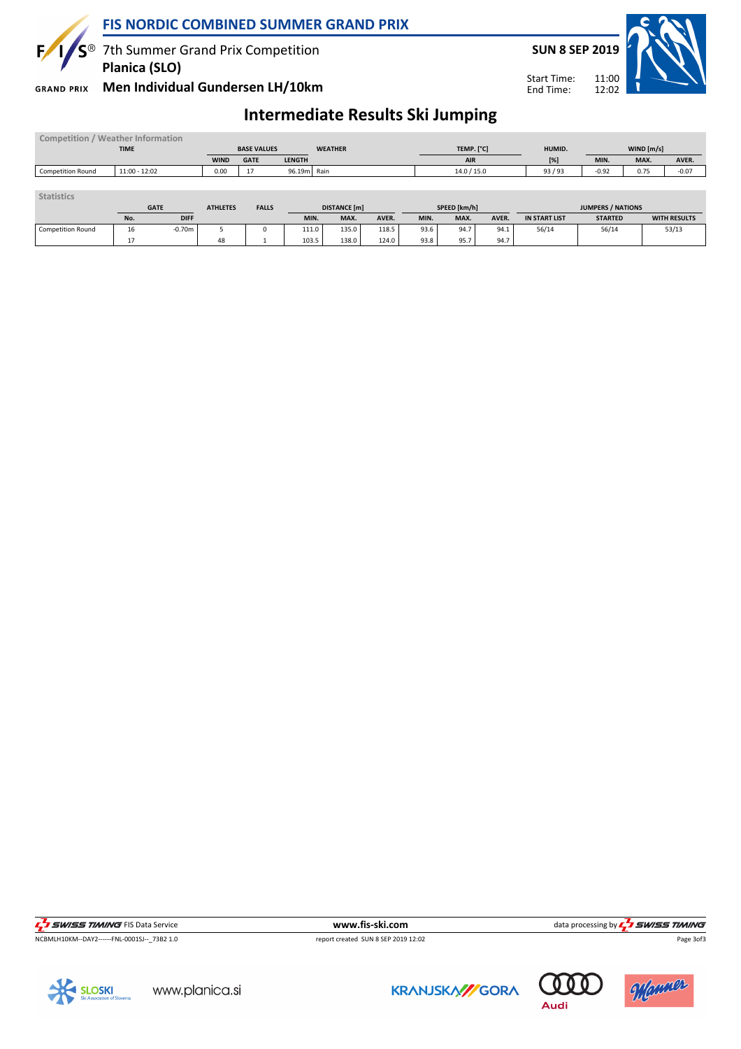# FIS NORDIC COMBINED SUMMER GRAND PRIX

7th Summer Grand Prix Competition

**Planica (SLO)**

**Men Individual Gundersen LH/10km**

**SUN 8 SEP 2019**

Start Time: 11:00
End Time: 12:02

## Intermediate Results Ski Jumping

**Competition / Weather Information**

| | TIME | BASE VALUES | | | WEATHER | TEMP. [°C] | HUMID. | WIND [m/s] | | |
|---|---|---|---|---|---|---|---|---|---|---|
| | | WIND | GATE | LENGTH | | AIR | [%] | MIN. | MAX. | AVER. |
| Competition Round | 11:00 - 12:02 | 0.00 | 17 | 96.19m | Rain | 14.0 / 15.0 | 93 / 93 | -0.92 | 0.75 | -0.07 |

**Statistics**

| | GATE | | ATHLETES | FALLS | DISTANCE [m] | | | SPEED [km/h] | | | JUMPERS / NATIONS | | |
|---|---|---|---|---|---|---|---|---|---|---|---|---|---|
| | No. | DIFF | | | MIN. | MAX. | AVER. | MIN. | MAX. | AVER. | IN START LIST | STARTED | WITH RESULTS |
| Competition Round | 16 | -0.70m | 5 | 0 | 111.0 | 135.0 | 118.5 | 93.6 | 94.7 | 94.1 | 56/14 | 56/14 | 53/13 |
| | 17 | | 48 | 1 | 103.5 | 138.0 | 124.0 | 93.8 | 95.7 | 94.7 | | | |

SWISS TIMING FIS Data Service www.fis-ski.com data processing by SWISS TIMING

NCBMLH10KM--DAY2------FNL-0001SJ--_73B2 1.0 report created SUN 8 SEP 2019 12:02

www.planica.si